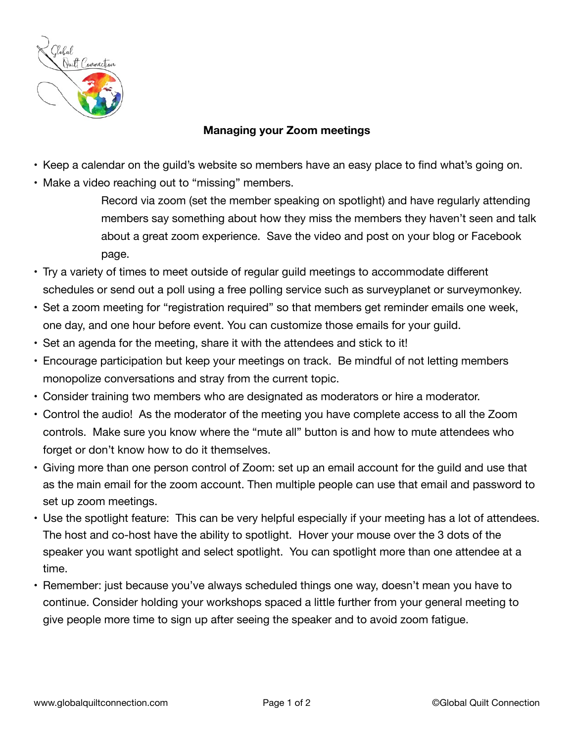## Managing your Zoom meetings

- Keep a calendar on the guild's website so members have an easy place to find what's going on.
- Make a video reaching out to "missing" members.

  Record via zoom (set the member speaking on spotlight) and have regularly attending members say something about how they miss the members they haven't seen and talk about a great zoom experience. Save the video and post on your blog or Facebook page.
- Try a variety of times to meet outside of regular guild meetings to accommodate different schedules or send out a poll using a free polling service such as surveyplanet or surveymonkey.
- Set a zoom meeting for "registration required" so that members get reminder emails one week, one day, and one hour before event. You can customize those emails for your guild.
- Set an agenda for the meeting, share it with the attendees and stick to it!
- Encourage participation but keep your meetings on track. Be mindful of not letting members monopolize conversations and stray from the current topic.
- Consider training two members who are designated as moderators or hire a moderator.
- Control the audio! As the moderator of the meeting you have complete access to all the Zoom controls. Make sure you know where the "mute all" button is and how to mute attendees who forget or don't know how to do it themselves.
- Giving more than one person control of Zoom: set up an email account for the guild and use that as the main email for the zoom account. Then multiple people can use that email and password to set up zoom meetings.
- Use the spotlight feature: This can be very helpful especially if your meeting has a lot of attendees. The host and co-host have the ability to spotlight. Hover your mouse over the 3 dots of the speaker you want spotlight and select spotlight. You can spotlight more than one attendee at a time.
- Remember: just because you've always scheduled things one way, doesn't mean you have to continue. Consider holding your workshops spaced a little further from your general meeting to give people more time to sign up after seeing the speaker and to avoid zoom fatigue.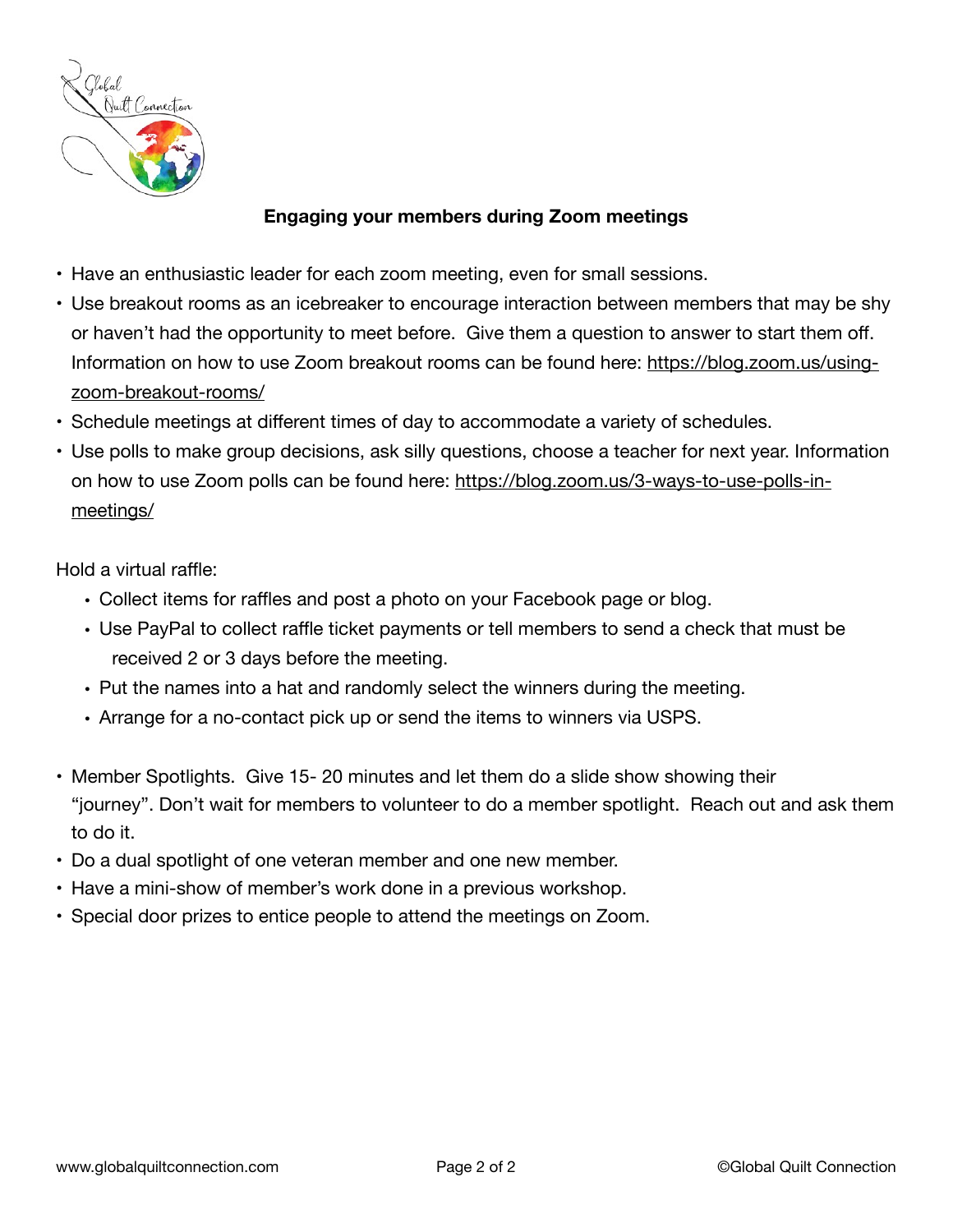## Engaging your members during Zoom meetings

- Have an enthusiastic leader for each zoom meeting, even for small sessions.
- Use breakout rooms as an icebreaker to encourage interaction between members that may be shy or haven't had the opportunity to meet before. Give them a question to answer to start them off. Information on how to use Zoom breakout rooms can be found here: https://blog.zoom.us/using-zoom-breakout-rooms/
- Schedule meetings at different times of day to accommodate a variety of schedules.
- Use polls to make group decisions, ask silly questions, choose a teacher for next year. Information on how to use Zoom polls can be found here: https://blog.zoom.us/3-ways-to-use-polls-in-meetings/

Hold a virtual raffle:

- Collect items for raffles and post a photo on your Facebook page or blog.
- Use PayPal to collect raffle ticket payments or tell members to send a check that must be received 2 or 3 days before the meeting.
- Put the names into a hat and randomly select the winners during the meeting.
- Arrange for a no-contact pick up or send the items to winners via USPS.

- Member Spotlights. Give 15- 20 minutes and let them do a slide show showing their "journey". Don't wait for members to volunteer to do a member spotlight. Reach out and ask them to do it.
- Do a dual spotlight of one veteran member and one new member.
- Have a mini-show of member's work done in a previous workshop.
- Special door prizes to entice people to attend the meetings on Zoom.